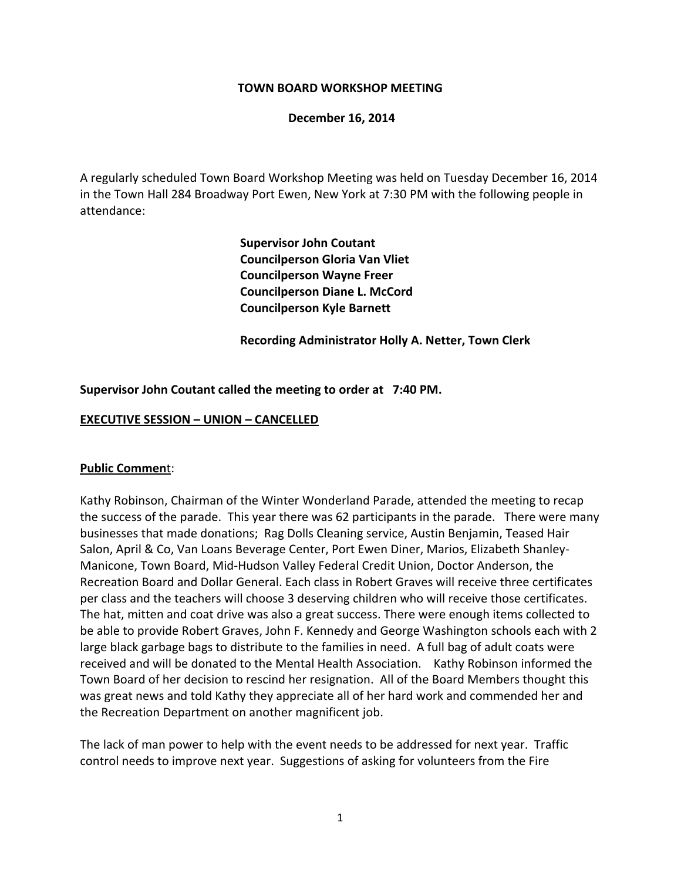**TOWN BOARD WORKSHOP MEETING**

**December 16, 2014**

A regularly scheduled Town Board Workshop Meeting was held on Tuesday December 16, 2014 in the Town Hall 284 Broadway Port Ewen, New York at 7:30 PM with the following people in attendance:

**Supervisor John Coutant**
**Councilperson Gloria Van Vliet**
**Councilperson Wayne Freer**
**Councilperson Diane L. McCord**
**Councilperson Kyle Barnett**

**Recording Administrator Holly A. Netter, Town Clerk**

**Supervisor John Coutant called the meeting to order at 7:40 PM.**

**EXECUTIVE SESSION – UNION – CANCELLED**

**Public Commen**t:

Kathy Robinson, Chairman of the Winter Wonderland Parade, attended the meeting to recap the success of the parade. This year there was 62 participants in the parade. There were many businesses that made donations; Rag Dolls Cleaning service, Austin Benjamin, Teased Hair Salon, April & Co, Van Loans Beverage Center, Port Ewen Diner, Marios, Elizabeth Shanley-Manicone, Town Board, Mid-Hudson Valley Federal Credit Union, Doctor Anderson, the Recreation Board and Dollar General. Each class in Robert Graves will receive three certificates per class and the teachers will choose 3 deserving children who will receive those certificates. The hat, mitten and coat drive was also a great success. There were enough items collected to be able to provide Robert Graves, John F. Kennedy and George Washington schools each with 2 large black garbage bags to distribute to the families in need. A full bag of adult coats were received and will be donated to the Mental Health Association. Kathy Robinson informed the Town Board of her decision to rescind her resignation. All of the Board Members thought this was great news and told Kathy they appreciate all of her hard work and commended her and the Recreation Department on another magnificent job.

The lack of man power to help with the event needs to be addressed for next year. Traffic control needs to improve next year. Suggestions of asking for volunteers from the Fire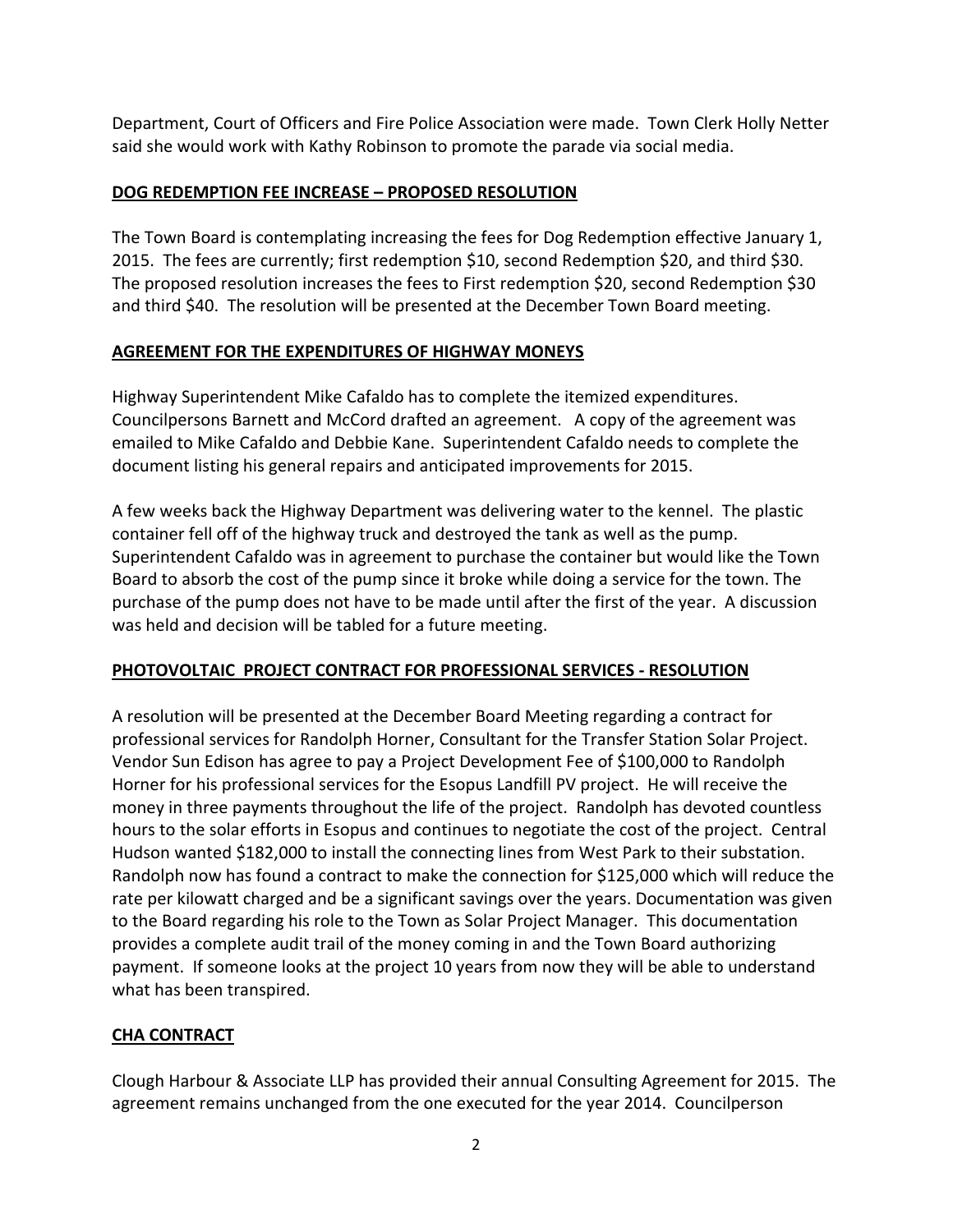Department, Court of Officers and Fire Police Association were made. Town Clerk Holly Netter said she would work with Kathy Robinson to promote the parade via social media.

**DOG REDEMPTION FEE INCREASE – PROPOSED RESOLUTION**

The Town Board is contemplating increasing the fees for Dog Redemption effective January 1, 2015. The fees are currently; first redemption $10, second Redemption $20, and third $30. The proposed resolution increases the fees to First redemption $20, second Redemption $30 and third $40. The resolution will be presented at the December Town Board meeting.

**AGREEMENT FOR THE EXPENDITURES OF HIGHWAY MONEYS**

Highway Superintendent Mike Cafaldo has to complete the itemized expenditures. Councilpersons Barnett and McCord drafted an agreement. A copy of the agreement was emailed to Mike Cafaldo and Debbie Kane. Superintendent Cafaldo needs to complete the document listing his general repairs and anticipated improvements for 2015.

A few weeks back the Highway Department was delivering water to the kennel. The plastic container fell off of the highway truck and destroyed the tank as well as the pump. Superintendent Cafaldo was in agreement to purchase the container but would like the Town Board to absorb the cost of the pump since it broke while doing a service for the town. The purchase of the pump does not have to be made until after the first of the year. A discussion was held and decision will be tabled for a future meeting.

**PHOTOVOLTAIC PROJECT CONTRACT FOR PROFESSIONAL SERVICES - RESOLUTION**

A resolution will be presented at the December Board Meeting regarding a contract for professional services for Randolph Horner, Consultant for the Transfer Station Solar Project. Vendor Sun Edison has agree to pay a Project Development Fee of $100,000 to Randolph Horner for his professional services for the Esopus Landfill PV project. He will receive the money in three payments throughout the life of the project. Randolph has devoted countless hours to the solar efforts in Esopus and continues to negotiate the cost of the project. Central Hudson wanted $182,000 to install the connecting lines from West Park to their substation. Randolph now has found a contract to make the connection for $125,000 which will reduce the rate per kilowatt charged and be a significant savings over the years. Documentation was given to the Board regarding his role to the Town as Solar Project Manager. This documentation provides a complete audit trail of the money coming in and the Town Board authorizing payment. If someone looks at the project 10 years from now they will be able to understand what has been transpired.

**CHA CONTRACT**

Clough Harbour & Associate LLP has provided their annual Consulting Agreement for 2015. The agreement remains unchanged from the one executed for the year 2014. Councilperson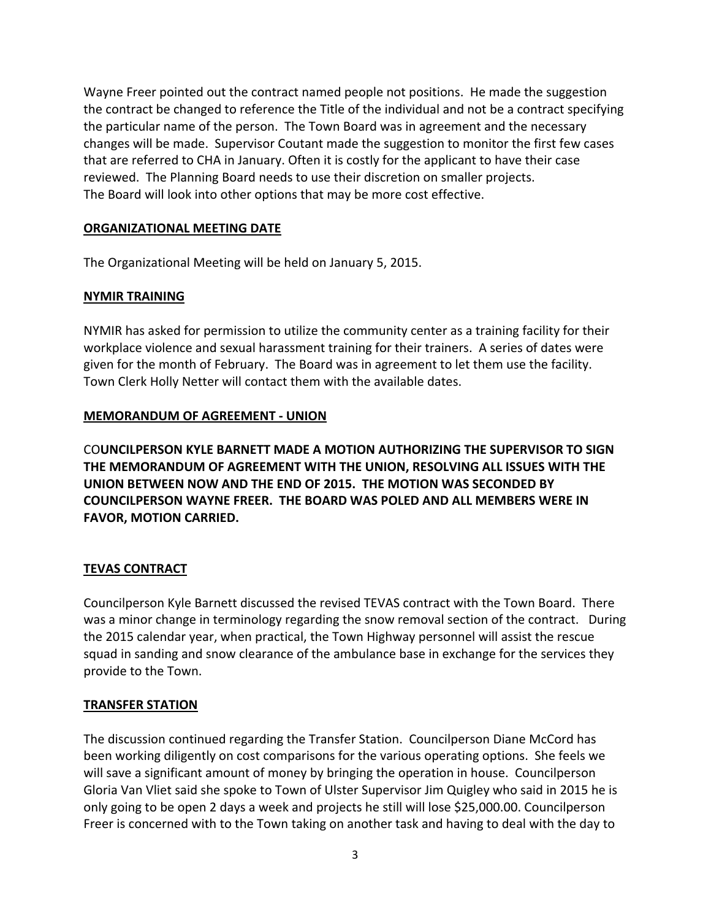Wayne Freer pointed out the contract named people not positions. He made the suggestion the contract be changed to reference the Title of the individual and not be a contract specifying the particular name of the person. The Town Board was in agreement and the necessary changes will be made. Supervisor Coutant made the suggestion to monitor the first few cases that are referred to CHA in January. Often it is costly for the applicant to have their case reviewed. The Planning Board needs to use their discretion on smaller projects.
The Board will look into other options that may be more cost effective.

**ORGANIZATIONAL MEETING DATE**

The Organizational Meeting will be held on January 5, 2015.

**NYMIR TRAINING**

NYMIR has asked for permission to utilize the community center as a training facility for their workplace violence and sexual harassment training for their trainers. A series of dates were given for the month of February. The Board was in agreement to let them use the facility. Town Clerk Holly Netter will contact them with the available dates.

**MEMORANDUM OF AGREEMENT - UNION**

CO**UNCILPERSON KYLE BARNETT MADE A MOTION AUTHORIZING THE SUPERVISOR TO SIGN THE MEMORANDUM OF AGREEMENT WITH THE UNION, RESOLVING ALL ISSUES WITH THE UNION BETWEEN NOW AND THE END OF 2015. THE MOTION WAS SECONDED BY COUNCILPERSON WAYNE FREER. THE BOARD WAS POLED AND ALL MEMBERS WERE IN FAVOR, MOTION CARRIED.**

**TEVAS CONTRACT**

Councilperson Kyle Barnett discussed the revised TEVAS contract with the Town Board. There was a minor change in terminology regarding the snow removal section of the contract. During the 2015 calendar year, when practical, the Town Highway personnel will assist the rescue squad in sanding and snow clearance of the ambulance base in exchange for the services they provide to the Town.

**TRANSFER STATION**

The discussion continued regarding the Transfer Station. Councilperson Diane McCord has been working diligently on cost comparisons for the various operating options. She feels we will save a significant amount of money by bringing the operation in house. Councilperson Gloria Van Vliet said she spoke to Town of Ulster Supervisor Jim Quigley who said in 2015 he is only going to be open 2 days a week and projects he still will lose $25,000.00. Councilperson Freer is concerned with to the Town taking on another task and having to deal with the day to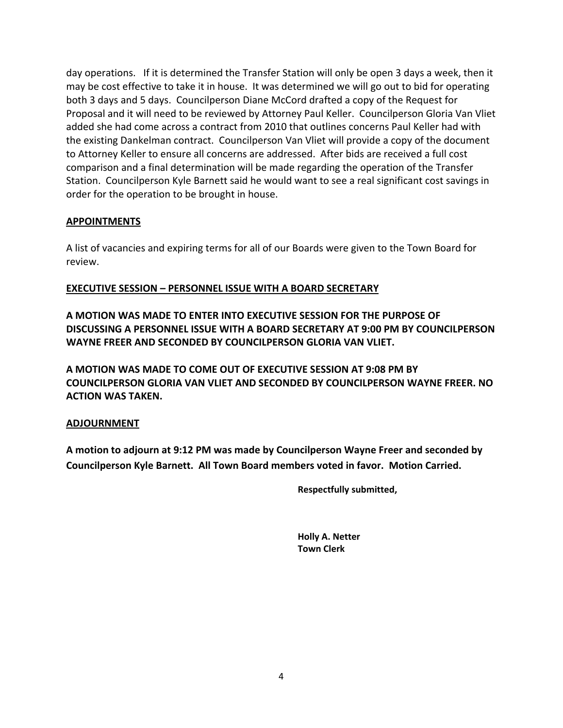day operations. If it is determined the Transfer Station will only be open 3 days a week, then it may be cost effective to take it in house. It was determined we will go out to bid for operating both 3 days and 5 days. Councilperson Diane McCord drafted a copy of the Request for Proposal and it will need to be reviewed by Attorney Paul Keller. Councilperson Gloria Van Vliet added she had come across a contract from 2010 that outlines concerns Paul Keller had with the existing Dankelman contract. Councilperson Van Vliet will provide a copy of the document to Attorney Keller to ensure all concerns are addressed. After bids are received a full cost comparison and a final determination will be made regarding the operation of the Transfer Station. Councilperson Kyle Barnett said he would want to see a real significant cost savings in order for the operation to be brought in house.

**APPOINTMENTS**

A list of vacancies and expiring terms for all of our Boards were given to the Town Board for review.

**EXECUTIVE SESSION – PERSONNEL ISSUE WITH A BOARD SECRETARY**

**A MOTION WAS MADE TO ENTER INTO EXECUTIVE SESSION FOR THE PURPOSE OF DISCUSSING A PERSONNEL ISSUE WITH A BOARD SECRETARY AT 9:00 PM BY COUNCILPERSON WAYNE FREER AND SECONDED BY COUNCILPERSON GLORIA VAN VLIET.**

**A MOTION WAS MADE TO COME OUT OF EXECUTIVE SESSION AT 9:08 PM BY COUNCILPERSON GLORIA VAN VLIET AND SECONDED BY COUNCILPERSON WAYNE FREER. NO ACTION WAS TAKEN.**

**ADJOURNMENT**

**A motion to adjourn at 9:12 PM was made by Councilperson Wayne Freer and seconded by Councilperson Kyle Barnett. All Town Board members voted in favor. Motion Carried.**

**Respectfully submitted,**

**Holly A. Netter**
**Town Clerk**